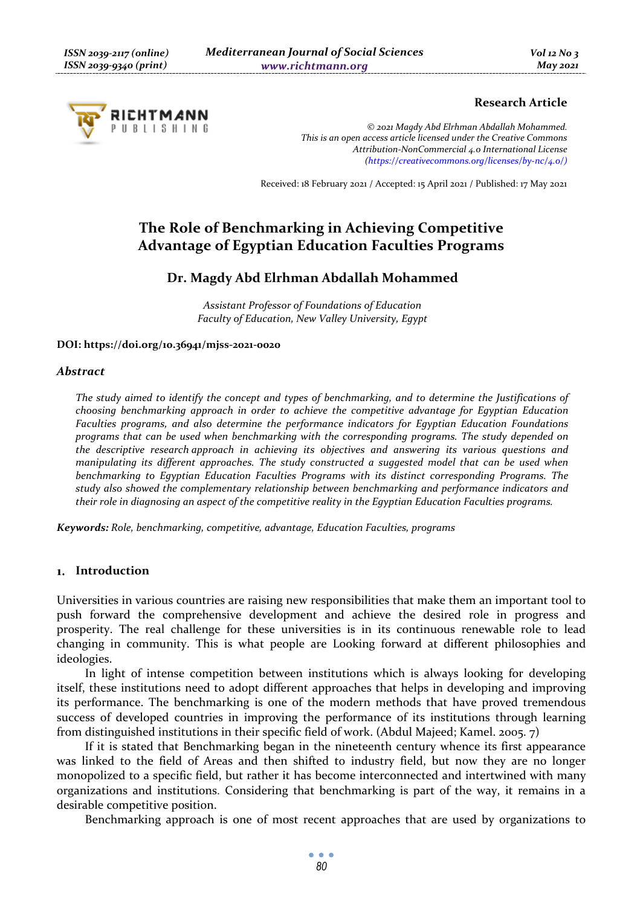**Research Article**

*© 2021 Magdy Abd Elrhman Abdallah Mohammed.*
*This is an open access article licensed under the Creative Commons Attribution-NonCommercial 4.0 International License (https://creativecommons.org/licenses/by-nc/4.0/)*

Received: 18 February 2021 / Accepted: 15 April 2021 / Published: 17 May 2021

# The Role of Benchmarking in Achieving Competitive Advantage of Egyptian Education Faculties Programs

**Dr. Magdy Abd Elrhman Abdallah Mohammed**

*Assistant Professor of Foundations of Education*
*Faculty of Education, New Valley University, Egypt*

**DOI: https://doi.org/10.36941/mjss-2021-0020**

## *Abstract*

*The study aimed to identify the concept and types of benchmarking, and to determine the Justifications of choosing benchmarking approach in order to achieve the competitive advantage for Egyptian Education Faculties programs, and also determine the performance indicators for Egyptian Education Foundations programs that can be used when benchmarking with the corresponding programs. The study depended on the descriptive research approach in achieving its objectives and answering its various questions and manipulating its different approaches. The study constructed a suggested model that can be used when benchmarking to Egyptian Education Faculties Programs with its distinct corresponding Programs. The study also showed the complementary relationship between benchmarking and performance indicators and their role in diagnosing an aspect of the competitive reality in the Egyptian Education Faculties programs.*

**Keywords:** *Role, benchmarking, competitive, advantage, Education Faculties, programs*

## 1. Introduction

Universities in various countries are raising new responsibilities that make them an important tool to push forward the comprehensive development and achieve the desired role in progress and prosperity. The real challenge for these universities is in its continuous renewable role to lead changing in community. This is what people are Looking forward at different philosophies and ideologies.

In light of intense competition between institutions which is always looking for developing itself, these institutions need to adopt different approaches that helps in developing and improving its performance. The benchmarking is one of the modern methods that have proved tremendous success of developed countries in improving the performance of its institutions through learning from distinguished institutions in their specific field of work. (Abdul Majeed; Kamel. 2005. 7)

If it is stated that Benchmarking began in the nineteenth century whence its first appearance was linked to the field of Areas and then shifted to industry field, but now they are no longer monopolized to a specific field, but rather it has become interconnected and intertwined with many organizations and institutions. Considering that benchmarking is part of the way, it remains in a desirable competitive position.

Benchmarking approach is one of most recent approaches that are used by organizations to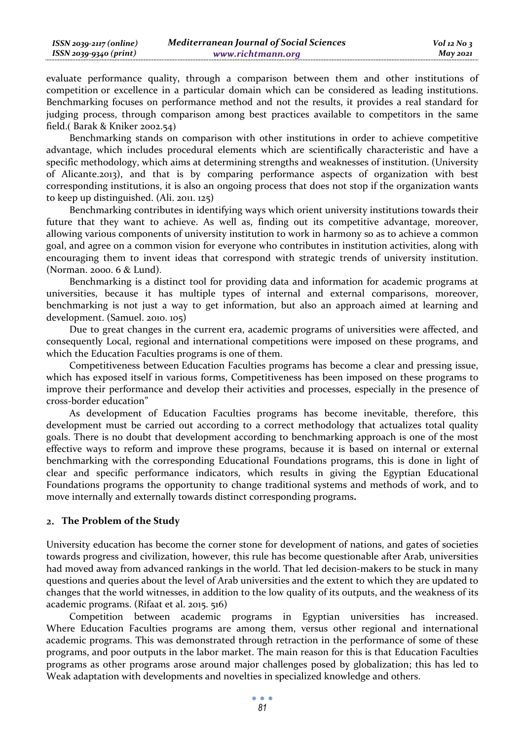evaluate performance quality, through a comparison between them and other institutions of competition or excellence in a particular domain which can be considered as leading institutions. Benchmarking focuses on performance method and not the results, it provides a real standard for judging process, through comparison among best practices available to competitors in the same field.( Barak & Kniker 2002.54)

Benchmarking stands on comparison with other institutions in order to achieve competitive advantage, which includes procedural elements which are scientifically characteristic and have a specific methodology, which aims at determining strengths and weaknesses of institution. (University of Alicante.2013), and that is by comparing performance aspects of organization with best corresponding institutions, it is also an ongoing process that does not stop if the organization wants to keep up distinguished. (Ali. 2011. 125)

Benchmarking contributes in identifying ways which orient university institutions towards their future that they want to achieve. As well as, finding out its competitive advantage, moreover, allowing various components of university institution to work in harmony so as to achieve a common goal, and agree on a common vision for everyone who contributes in institution activities, along with encouraging them to invent ideas that correspond with strategic trends of university institution. (Norman. 2000. 6 & Lund).

Benchmarking is a distinct tool for providing data and information for academic programs at universities, because it has multiple types of internal and external comparisons, moreover, benchmarking is not just a way to get information, but also an approach aimed at learning and development. (Samuel. 2010. 105)

Due to great changes in the current era, academic programs of universities were affected, and consequently Local, regional and international competitions were imposed on these programs, and which the Education Faculties programs is one of them.

Competitiveness between Education Faculties programs has become a clear and pressing issue, which has exposed itself in various forms, Competitiveness has been imposed on these programs to improve their performance and develop their activities and processes, especially in the presence of cross-border education"

As development of Education Faculties programs has become inevitable, therefore, this development must be carried out according to a correct methodology that actualizes total quality goals. There is no doubt that development according to benchmarking approach is one of the most effective ways to reform and improve these programs, because it is based on internal or external benchmarking with the corresponding Educational Foundations programs, this is done in light of clear and specific performance indicators, which results in giving the Egyptian Educational Foundations programs the opportunity to change traditional systems and methods of work, and to move internally and externally towards distinct corresponding programs**.**

## 2. The Problem of the Study

University education has become the corner stone for development of nations, and gates of societies towards progress and civilization, however, this rule has become questionable after Arab, universities had moved away from advanced rankings in the world. That led decision-makers to be stuck in many questions and queries about the level of Arab universities and the extent to which they are updated to changes that the world witnesses, in addition to the low quality of its outputs, and the weakness of its academic programs. (Rifaat et al. 2015. 516)

Competition between academic programs in Egyptian universities has increased. Where Education Faculties programs are among them, versus other regional and international academic programs. This was demonstrated through retraction in the performance of some of these programs, and poor outputs in the labor market. The main reason for this is that Education Faculties programs as other programs arose around major challenges posed by globalization; this has led to Weak adaptation with developments and novelties in specialized knowledge and others.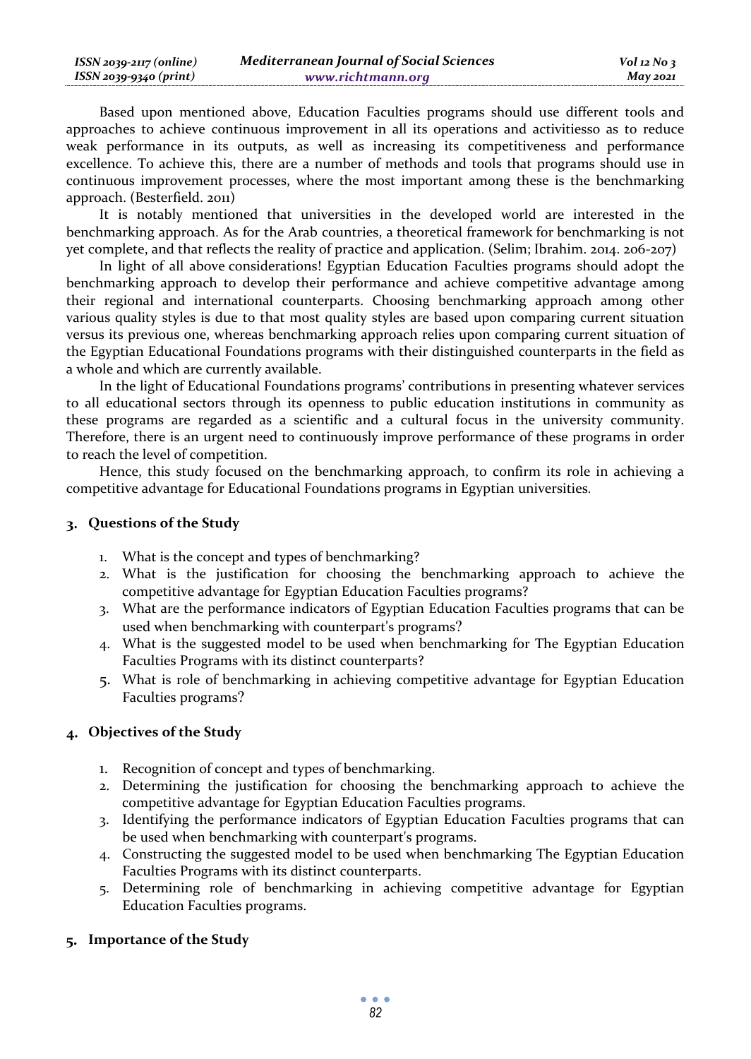Based upon mentioned above, Education Faculties programs should use different tools and approaches to achieve continuous improvement in all its operations and activitiesso as to reduce weak performance in its outputs, as well as increasing its competitiveness and performance excellence. To achieve this, there are a number of methods and tools that programs should use in continuous improvement processes, where the most important among these is the benchmarking approach. (Besterfield. 2011)

It is notably mentioned that universities in the developed world are interested in the benchmarking approach. As for the Arab countries, a theoretical framework for benchmarking is not yet complete, and that reflects the reality of practice and application. (Selim; Ibrahim. 2014. 206-207)

In light of all above considerations! Egyptian Education Faculties programs should adopt the benchmarking approach to develop their performance and achieve competitive advantage among their regional and international counterparts. Choosing benchmarking approach among other various quality styles is due to that most quality styles are based upon comparing current situation versus its previous one, whereas benchmarking approach relies upon comparing current situation of the Egyptian Educational Foundations programs with their distinguished counterparts in the field as a whole and which are currently available.

In the light of Educational Foundations programs' contributions in presenting whatever services to all educational sectors through its openness to public education institutions in community as these programs are regarded as a scientific and a cultural focus in the university community. Therefore, there is an urgent need to continuously improve performance of these programs in order to reach the level of competition.

Hence, this study focused on the benchmarking approach, to confirm its role in achieving a competitive advantage for Educational Foundations programs in Egyptian universities.

## 3. Questions of the Study

1. What is the concept and types of benchmarking?
2. What is the justification for choosing the benchmarking approach to achieve the competitive advantage for Egyptian Education Faculties programs?
3. What are the performance indicators of Egyptian Education Faculties programs that can be used when benchmarking with counterpart's programs?
4. What is the suggested model to be used when benchmarking for The Egyptian Education Faculties Programs with its distinct counterparts?
5. What is role of benchmarking in achieving competitive advantage for Egyptian Education Faculties programs?

## 4. Objectives of the Study

1. Recognition of concept and types of benchmarking.
2. Determining the justification for choosing the benchmarking approach to achieve the competitive advantage for Egyptian Education Faculties programs.
3. Identifying the performance indicators of Egyptian Education Faculties programs that can be used when benchmarking with counterpart's programs.
4. Constructing the suggested model to be used when benchmarking The Egyptian Education Faculties Programs with its distinct counterparts.
5. Determining role of benchmarking in achieving competitive advantage for Egyptian Education Faculties programs.

## 5. Importance of the Study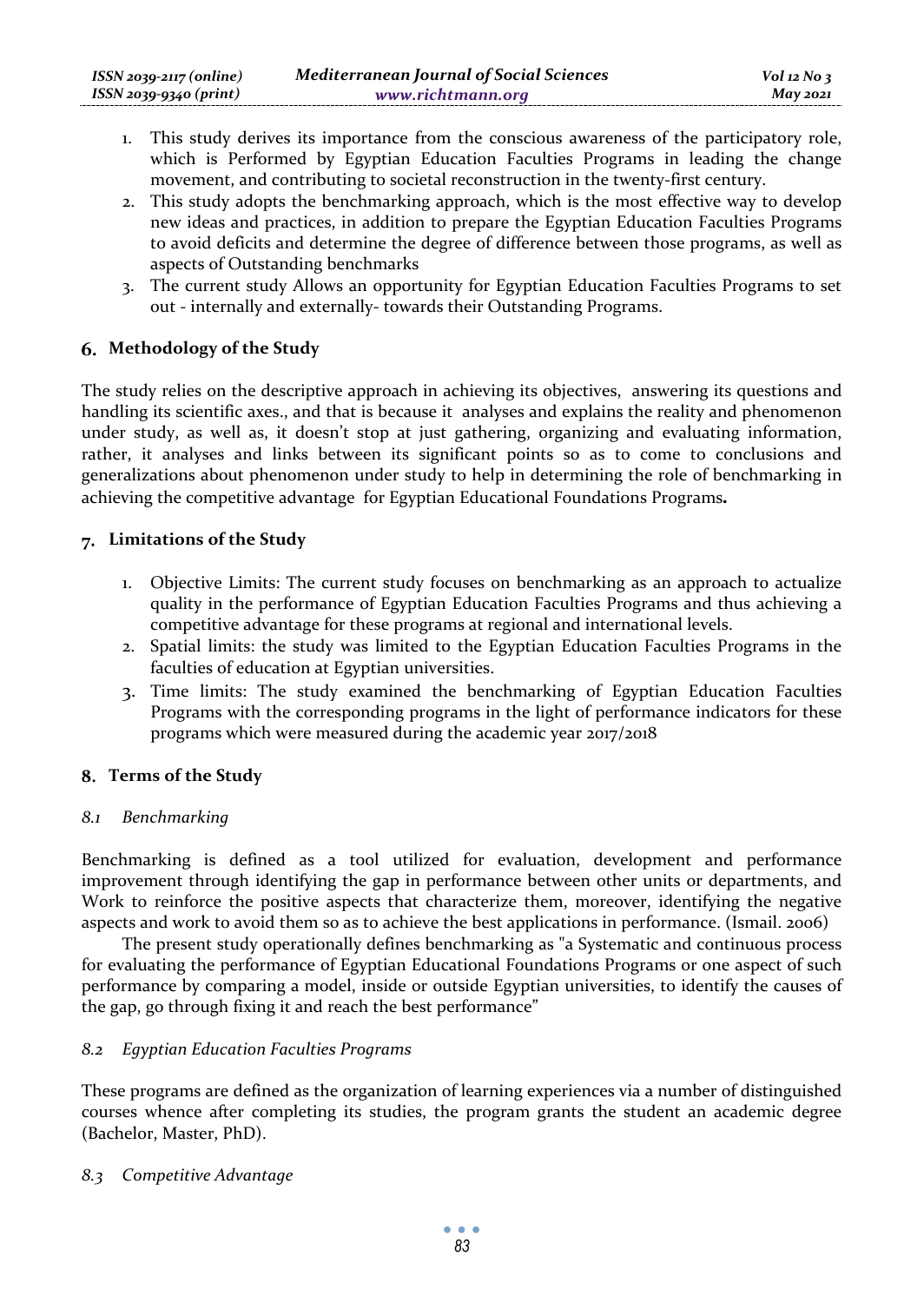1. This study derives its importance from the conscious awareness of the participatory role, which is Performed by Egyptian Education Faculties Programs in leading the change movement, and contributing to societal reconstruction in the twenty-first century.
2. This study adopts the benchmarking approach, which is the most effective way to develop new ideas and practices, in addition to prepare the Egyptian Education Faculties Programs to avoid deficits and determine the degree of difference between those programs, as well as aspects of Outstanding benchmarks
3. The current study Allows an opportunity for Egyptian Education Faculties Programs to set out - internally and externally- towards their Outstanding Programs.

## 6. Methodology of the Study

The study relies on the descriptive approach in achieving its objectives, answering its questions and handling its scientific axes., and that is because it analyses and explains the reality and phenomenon under study, as well as, it doesn't stop at just gathering, organizing and evaluating information, rather, it analyses and links between its significant points so as to come to conclusions and generalizations about phenomenon under study to help in determining the role of benchmarking in achieving the competitive advantage for Egyptian Educational Foundations Programs**.**

## 7. Limitations of the Study

1. Objective Limits: The current study focuses on benchmarking as an approach to actualize quality in the performance of Egyptian Education Faculties Programs and thus achieving a competitive advantage for these programs at regional and international levels.
2. Spatial limits: the study was limited to the Egyptian Education Faculties Programs in the faculties of education at Egyptian universities.
3. Time limits: The study examined the benchmarking of Egyptian Education Faculties Programs with the corresponding programs in the light of performance indicators for these programs which were measured during the academic year 2017/2018

## 8. Terms of the Study

### *8.1 Benchmarking*

Benchmarking is defined as a tool utilized for evaluation, development and performance improvement through identifying the gap in performance between other units or departments, and Work to reinforce the positive aspects that characterize them, moreover, identifying the negative aspects and work to avoid them so as to achieve the best applications in performance. (Ismail. 2006)

The present study operationally defines benchmarking as "a Systematic and continuous process for evaluating the performance of Egyptian Educational Foundations Programs or one aspect of such performance by comparing a model, inside or outside Egyptian universities, to identify the causes of the gap, go through fixing it and reach the best performance"

### *8.2 Egyptian Education Faculties Programs*

These programs are defined as the organization of learning experiences via a number of distinguished courses whence after completing its studies, the program grants the student an academic degree (Bachelor, Master, PhD).

### *8.3 Competitive Advantage*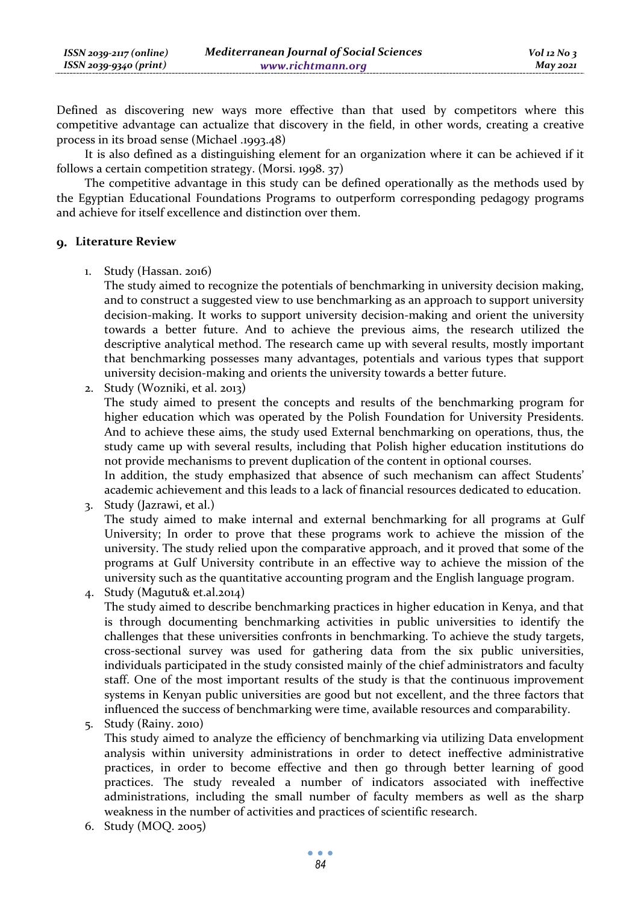Defined as discovering new ways more effective than that used by competitors where this competitive advantage can actualize that discovery in the field, in other words, creating a creative process in its broad sense (Michael .1993.48)

It is also defined as a distinguishing element for an organization where it can be achieved if it follows a certain competition strategy. (Morsi. 1998. 37)

The competitive advantage in this study can be defined operationally as the methods used by the Egyptian Educational Foundations Programs to outperform corresponding pedagogy programs and achieve for itself excellence and distinction over them.

## 9. Literature Review

1. Study (Hassan. 2016)
   The study aimed to recognize the potentials of benchmarking in university decision making, and to construct a suggested view to use benchmarking as an approach to support university decision-making. It works to support university decision-making and orient the university towards a better future. And to achieve the previous aims, the research utilized the descriptive analytical method. The research came up with several results, mostly important that benchmarking possesses many advantages, potentials and various types that support university decision-making and orients the university towards a better future.
2. Study (Wozniki, et al. 2013)
   The study aimed to present the concepts and results of the benchmarking program for higher education which was operated by the Polish Foundation for University Presidents. And to achieve these aims, the study used External benchmarking on operations, thus, the study came up with several results, including that Polish higher education institutions do not provide mechanisms to prevent duplication of the content in optional courses.
   In addition, the study emphasized that absence of such mechanism can affect Students' academic achievement and this leads to a lack of financial resources dedicated to education.
3. Study (Jazrawi, et al.)
   The study aimed to make internal and external benchmarking for all programs at Gulf University; In order to prove that these programs work to achieve the mission of the university. The study relied upon the comparative approach, and it proved that some of the programs at Gulf University contribute in an effective way to achieve the mission of the university such as the quantitative accounting program and the English language program.
4. Study (Magutu& et.al.2014)
   The study aimed to describe benchmarking practices in higher education in Kenya, and that is through documenting benchmarking activities in public universities to identify the challenges that these universities confronts in benchmarking. To achieve the study targets, cross-sectional survey was used for gathering data from the six public universities, individuals participated in the study consisted mainly of the chief administrators and faculty staff. One of the most important results of the study is that the continuous improvement systems in Kenyan public universities are good but not excellent, and the three factors that influenced the success of benchmarking were time, available resources and comparability.
5. Study (Rainy. 2010)
   This study aimed to analyze the efficiency of benchmarking via utilizing Data envelopment analysis within university administrations in order to detect ineffective administrative practices, in order to become effective and then go through better learning of good practices. The study revealed a number of indicators associated with ineffective administrations, including the small number of faculty members as well as the sharp weakness in the number of activities and practices of scientific research.
6. Study (MOQ. 2005)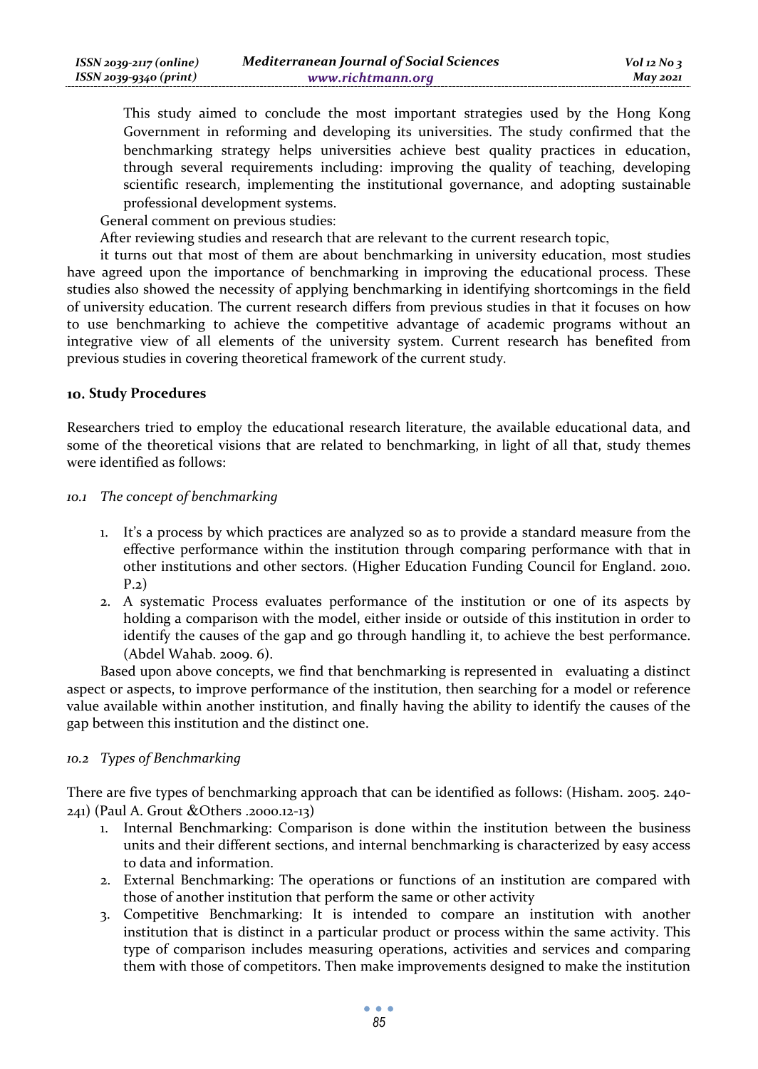This study aimed to conclude the most important strategies used by the Hong Kong Government in reforming and developing its universities. The study confirmed that the benchmarking strategy helps universities achieve best quality practices in education, through several requirements including: improving the quality of teaching, developing scientific research, implementing the institutional governance, and adopting sustainable professional development systems.

General comment on previous studies:

After reviewing studies and research that are relevant to the current research topic,

it turns out that most of them are about benchmarking in university education, most studies have agreed upon the importance of benchmarking in improving the educational process. These studies also showed the necessity of applying benchmarking in identifying shortcomings in the field of university education. The current research differs from previous studies in that it focuses on how to use benchmarking to achieve the competitive advantage of academic programs without an integrative view of all elements of the university system. Current research has benefited from previous studies in covering theoretical framework of the current study.

## 10. Study Procedures

Researchers tried to employ the educational research literature, the available educational data, and some of the theoretical visions that are related to benchmarking, in light of all that, study themes were identified as follows:

### *10.1 The concept of benchmarking*

1. It's a process by which practices are analyzed so as to provide a standard measure from the effective performance within the institution through comparing performance with that in other institutions and other sectors. (Higher Education Funding Council for England. 2010. P.2)
2. A systematic Process evaluates performance of the institution or one of its aspects by holding a comparison with the model, either inside or outside of this institution in order to identify the causes of the gap and go through handling it, to achieve the best performance. (Abdel Wahab. 2009. 6).

Based upon above concepts, we find that benchmarking is represented in evaluating a distinct aspect or aspects, to improve performance of the institution, then searching for a model or reference value available within another institution, and finally having the ability to identify the causes of the gap between this institution and the distinct one.

### *10.2 Types of Benchmarking*

There are five types of benchmarking approach that can be identified as follows: (Hisham. 2005. 240-241) (Paul A. Grout &Others .2000.12-13)

1. Internal Benchmarking: Comparison is done within the institution between the business units and their different sections, and internal benchmarking is characterized by easy access to data and information.
2. External Benchmarking: The operations or functions of an institution are compared with those of another institution that perform the same or other activity
3. Competitive Benchmarking: It is intended to compare an institution with another institution that is distinct in a particular product or process within the same activity. This type of comparison includes measuring operations, activities and services and comparing them with those of competitors. Then make improvements designed to make the institution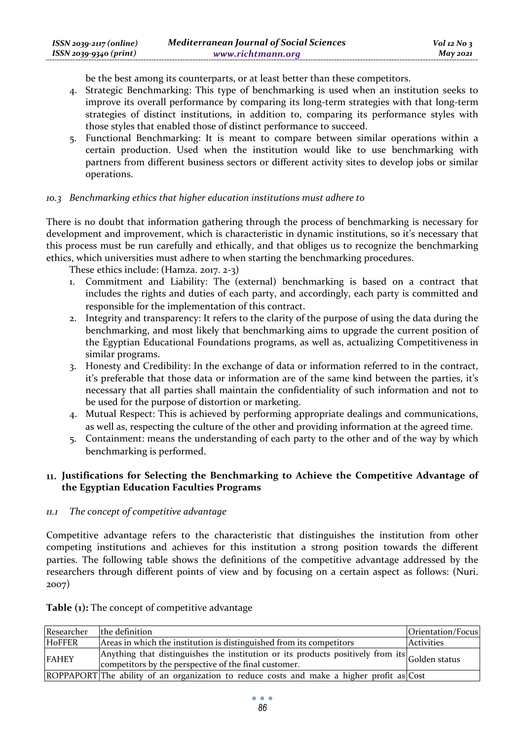be the best among its counterparts, or at least better than these competitors.

4. Strategic Benchmarking: This type of benchmarking is used when an institution seeks to improve its overall performance by comparing its long-term strategies with that long-term strategies of distinct institutions, in addition to, comparing its performance styles with those styles that enabled those of distinct performance to succeed.
5. Functional Benchmarking: It is meant to compare between similar operations within a certain production. Used when the institution would like to use benchmarking with partners from different business sectors or different activity sites to develop jobs or similar operations.

### *10.3 Benchmarking ethics that higher education institutions must adhere to*

There is no doubt that information gathering through the process of benchmarking is necessary for development and improvement, which is characteristic in dynamic institutions, so it's necessary that this process must be run carefully and ethically, and that obliges us to recognize the benchmarking ethics, which universities must adhere to when starting the benchmarking procedures.

These ethics include: (Hamza. 2017. 2-3)

1. Commitment and Liability: The (external) benchmarking is based on a contract that includes the rights and duties of each party, and accordingly, each party is committed and responsible for the implementation of this contract.
2. Integrity and transparency: It refers to the clarity of the purpose of using the data during the benchmarking, and most likely that benchmarking aims to upgrade the current position of the Egyptian Educational Foundations programs, as well as, actualizing Competitiveness in similar programs.
3. Honesty and Credibility: In the exchange of data or information referred to in the contract, it's preferable that those data or information are of the same kind between the parties, it's necessary that all parties shall maintain the confidentiality of such information and not to be used for the purpose of distortion or marketing.
4. Mutual Respect: This is achieved by performing appropriate dealings and communications, as well as, respecting the culture of the other and providing information at the agreed time.
5. Containment: means the understanding of each party to the other and of the way by which benchmarking is performed.

## 11. Justifications for Selecting the Benchmarking to Achieve the Competitive Advantage of the Egyptian Education Faculties Programs

### *11.1 The concept of competitive advantage*

Competitive advantage refers to the characteristic that distinguishes the institution from other competing institutions and achieves for this institution a strong position towards the different parties. The following table shows the definitions of the competitive advantage addressed by the researchers through different points of view and by focusing on a certain aspect as follows: (Nuri. 2007)

**Table (1):** The concept of competitive advantage

| Researcher | the definition | Orientation/Focus |
| --- | --- | --- |
| HoFFER | Areas in which the institution is distinguished from its competitors | Activities |
| FAHEY | Anything that distinguishes the institution or its products positively from its competitors by the perspective of the final customer. | Golden status |
| ROPPAPORT | The ability of an organization to reduce costs and make a higher profit as | Cost |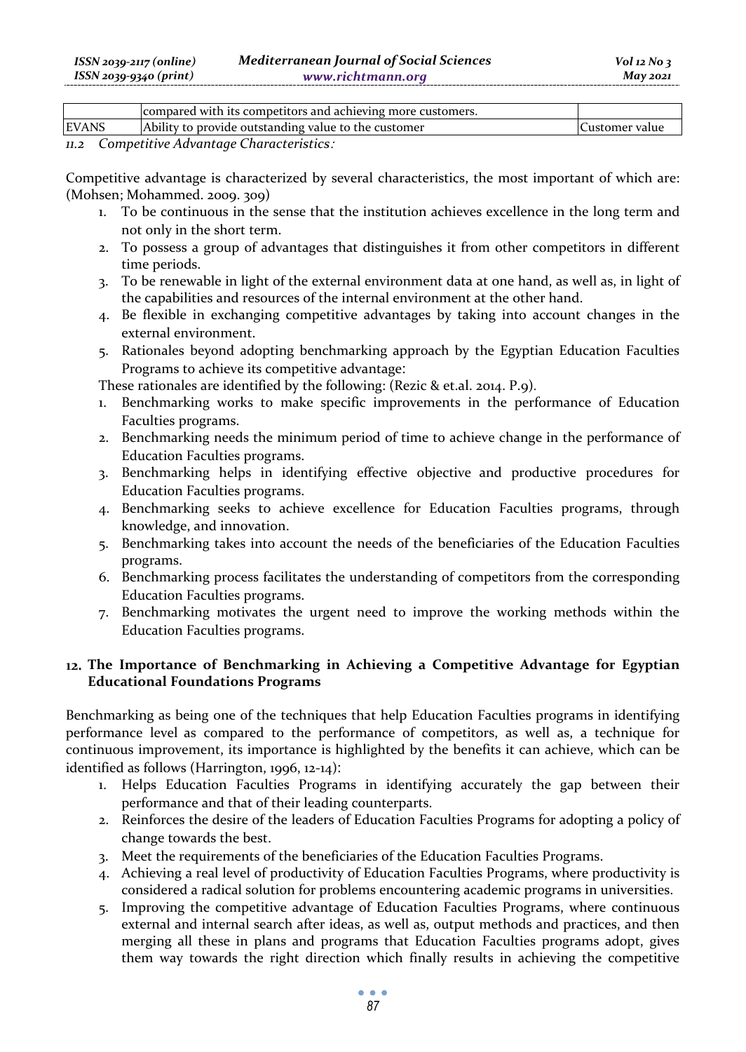| | | |
|---|---|---|
| | compared with its competitors and achieving more customers. | |
| EVANS | Ability to provide outstanding value to the customer | Customer value |

*11.2 Competitive Advantage Characteristics:*

Competitive advantage is characterized by several characteristics, the most important of which are: (Mohsen; Mohammed. 2009. 309)

1. To be continuous in the sense that the institution achieves excellence in the long term and not only in the short term.
2. To possess a group of advantages that distinguishes it from other competitors in different time periods.
3. To be renewable in light of the external environment data at one hand, as well as, in light of the capabilities and resources of the internal environment at the other hand.
4. Be flexible in exchanging competitive advantages by taking into account changes in the external environment.
5. Rationales beyond adopting benchmarking approach by the Egyptian Education Faculties Programs to achieve its competitive advantage:

These rationales are identified by the following: (Rezic & et.al. 2014. P.9).

1. Benchmarking works to make specific improvements in the performance of Education Faculties programs.
2. Benchmarking needs the minimum period of time to achieve change in the performance of Education Faculties programs.
3. Benchmarking helps in identifying effective objective and productive procedures for Education Faculties programs.
4. Benchmarking seeks to achieve excellence for Education Faculties programs, through knowledge, and innovation.
5. Benchmarking takes into account the needs of the beneficiaries of the Education Faculties programs.
6. Benchmarking process facilitates the understanding of competitors from the corresponding Education Faculties programs.
7. Benchmarking motivates the urgent need to improve the working methods within the Education Faculties programs.

## 12. The Importance of Benchmarking in Achieving a Competitive Advantage for Egyptian Educational Foundations Programs

Benchmarking as being one of the techniques that help Education Faculties programs in identifying performance level as compared to the performance of competitors, as well as, a technique for continuous improvement, its importance is highlighted by the benefits it can achieve, which can be identified as follows (Harrington, 1996, 12-14):

1. Helps Education Faculties Programs in identifying accurately the gap between their performance and that of their leading counterparts.
2. Reinforces the desire of the leaders of Education Faculties Programs for adopting a policy of change towards the best.
3. Meet the requirements of the beneficiaries of the Education Faculties Programs.
4. Achieving a real level of productivity of Education Faculties Programs, where productivity is considered a radical solution for problems encountering academic programs in universities.
5. Improving the competitive advantage of Education Faculties Programs, where continuous external and internal search after ideas, as well as, output methods and practices, and then merging all these in plans and programs that Education Faculties programs adopt, gives them way towards the right direction which finally results in achieving the competitive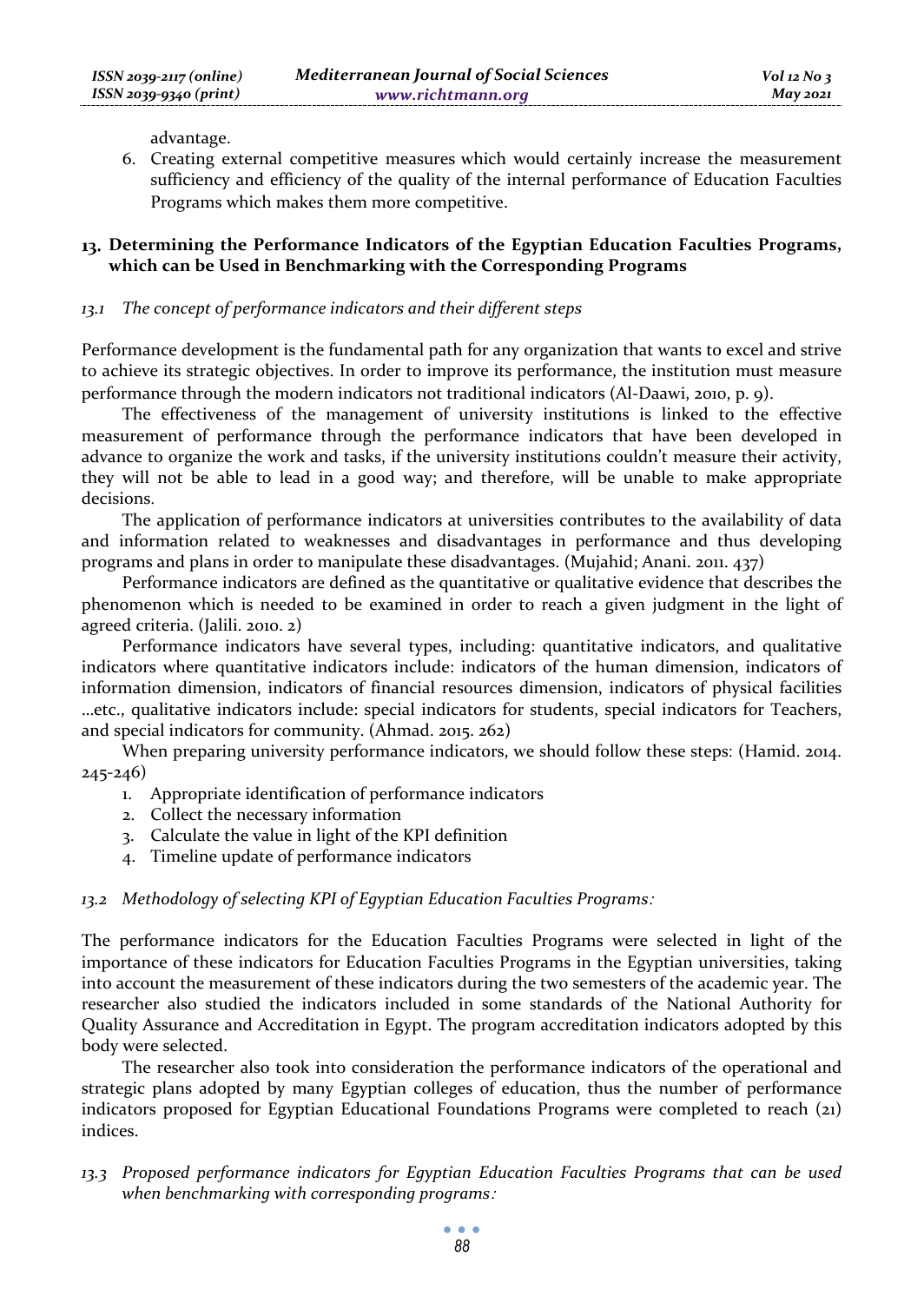advantage.

6. Creating external competitive measures which would certainly increase the measurement sufficiency and efficiency of the quality of the internal performance of Education Faculties Programs which makes them more competitive.

## 13. Determining the Performance Indicators of the Egyptian Education Faculties Programs, which can be Used in Benchmarking with the Corresponding Programs

### *13.1 The concept of performance indicators and their different steps*

Performance development is the fundamental path for any organization that wants to excel and strive to achieve its strategic objectives. In order to improve its performance, the institution must measure performance through the modern indicators not traditional indicators (Al-Daawi, 2010, p. 9).

The effectiveness of the management of university institutions is linked to the effective measurement of performance through the performance indicators that have been developed in advance to organize the work and tasks, if the university institutions couldn't measure their activity, they will not be able to lead in a good way; and therefore, will be unable to make appropriate decisions.

The application of performance indicators at universities contributes to the availability of data and information related to weaknesses and disadvantages in performance and thus developing programs and plans in order to manipulate these disadvantages. (Mujahid; Anani. 2011. 437)

Performance indicators are defined as the quantitative or qualitative evidence that describes the phenomenon which is needed to be examined in order to reach a given judgment in the light of agreed criteria. (Jalili. 2010. 2)

Performance indicators have several types, including: quantitative indicators, and qualitative indicators where quantitative indicators include: indicators of the human dimension, indicators of information dimension, indicators of financial resources dimension, indicators of physical facilities …etc., qualitative indicators include: special indicators for students, special indicators for Teachers, and special indicators for community. (Ahmad. 2015. 262)

When preparing university performance indicators, we should follow these steps: (Hamid. 2014. 245-246)

1. Appropriate identification of performance indicators
2. Collect the necessary information
3. Calculate the value in light of the KPI definition
4. Timeline update of performance indicators

### *13.2 Methodology of selecting KPI of Egyptian Education Faculties Programs:*

The performance indicators for the Education Faculties Programs were selected in light of the importance of these indicators for Education Faculties Programs in the Egyptian universities, taking into account the measurement of these indicators during the two semesters of the academic year. The researcher also studied the indicators included in some standards of the National Authority for Quality Assurance and Accreditation in Egypt. The program accreditation indicators adopted by this body were selected.

The researcher also took into consideration the performance indicators of the operational and strategic plans adopted by many Egyptian colleges of education, thus the number of performance indicators proposed for Egyptian Educational Foundations Programs were completed to reach (21) indices.

### *13.3 Proposed performance indicators for Egyptian Education Faculties Programs that can be used when benchmarking with corresponding programs:*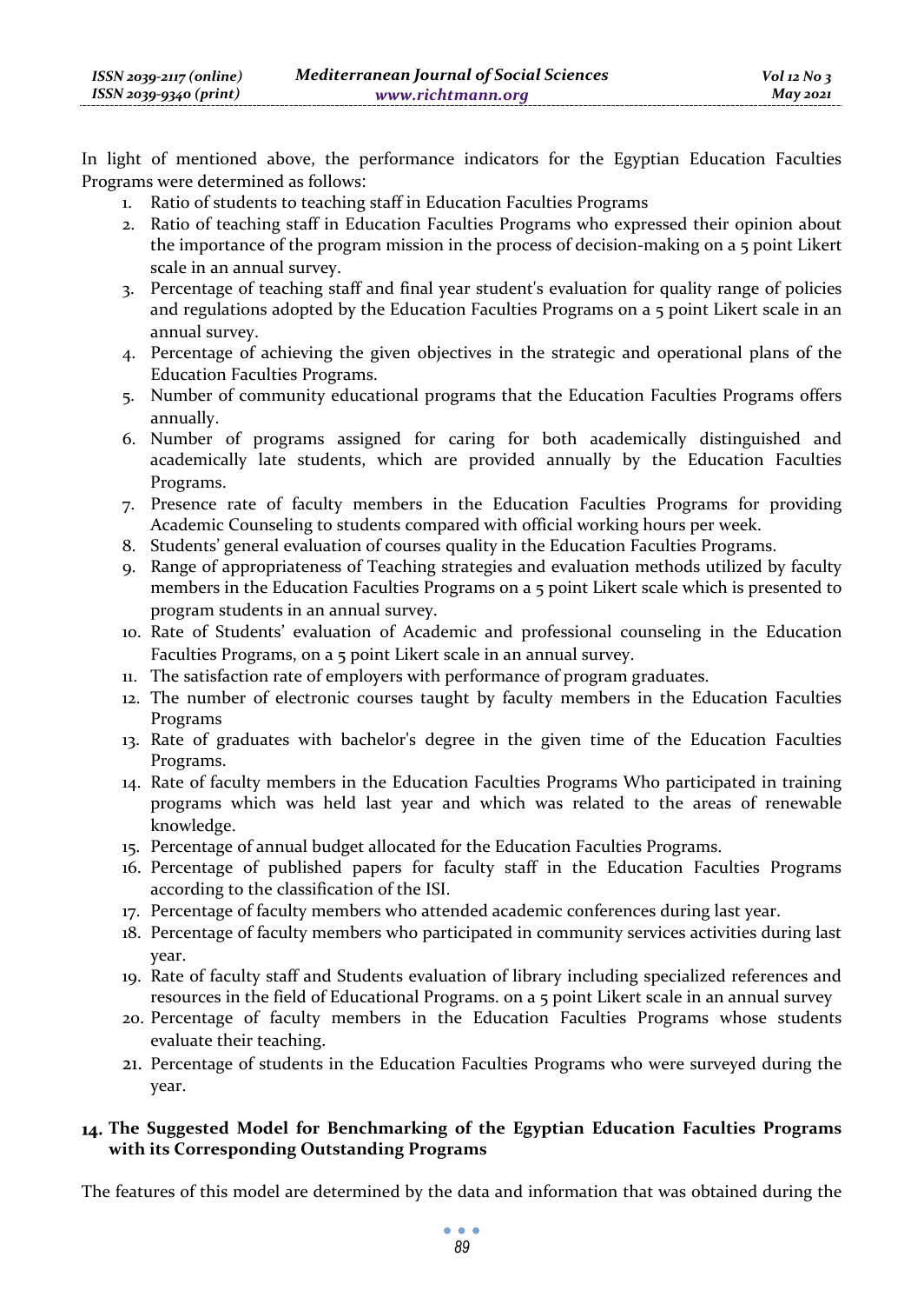In light of mentioned above, the performance indicators for the Egyptian Education Faculties Programs were determined as follows:

1. Ratio of students to teaching staff in Education Faculties Programs
2. Ratio of teaching staff in Education Faculties Programs who expressed their opinion about the importance of the program mission in the process of decision-making on a 5 point Likert scale in an annual survey.
3. Percentage of teaching staff and final year student's evaluation for quality range of policies and regulations adopted by the Education Faculties Programs on a 5 point Likert scale in an annual survey.
4. Percentage of achieving the given objectives in the strategic and operational plans of the Education Faculties Programs.
5. Number of community educational programs that the Education Faculties Programs offers annually.
6. Number of programs assigned for caring for both academically distinguished and academically late students, which are provided annually by the Education Faculties Programs.
7. Presence rate of faculty members in the Education Faculties Programs for providing Academic Counseling to students compared with official working hours per week.
8. Students' general evaluation of courses quality in the Education Faculties Programs.
9. Range of appropriateness of Teaching strategies and evaluation methods utilized by faculty members in the Education Faculties Programs on a 5 point Likert scale which is presented to program students in an annual survey.
10. Rate of Students' evaluation of Academic and professional counseling in the Education Faculties Programs, on a 5 point Likert scale in an annual survey.
11. The satisfaction rate of employers with performance of program graduates.
12. The number of electronic courses taught by faculty members in the Education Faculties Programs
13. Rate of graduates with bachelor's degree in the given time of the Education Faculties Programs.
14. Rate of faculty members in the Education Faculties Programs Who participated in training programs which was held last year and which was related to the areas of renewable knowledge.
15. Percentage of annual budget allocated for the Education Faculties Programs.
16. Percentage of published papers for faculty staff in the Education Faculties Programs according to the classification of the ISI.
17. Percentage of faculty members who attended academic conferences during last year.
18. Percentage of faculty members who participated in community services activities during last year.
19. Rate of faculty staff and Students evaluation of library including specialized references and resources in the field of Educational Programs. on a 5 point Likert scale in an annual survey
20. Percentage of faculty members in the Education Faculties Programs whose students evaluate their teaching.
21. Percentage of students in the Education Faculties Programs who were surveyed during the year.

## 14. The Suggested Model for Benchmarking of the Egyptian Education Faculties Programs with its Corresponding Outstanding Programs

The features of this model are determined by the data and information that was obtained during the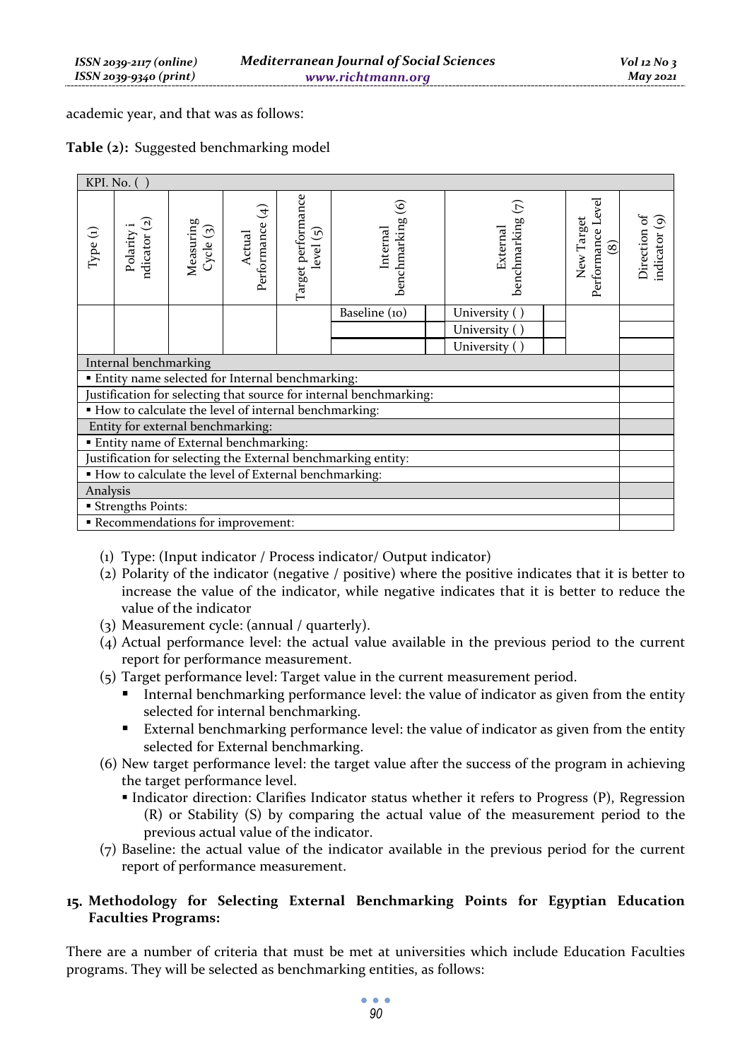academic year, and that was as follows:

**Table (2):** Suggested benchmarking model

| KPI. No. ( ) | | | | | | | | | | | |
|---|---|---|---|---|---|---|---|---|---|---|---|
| Type (1) | Polarity indicator (2) | Measuring Cycle (3) | Actual Performance (4) | Target performance level (5) | Internal benchmarking (6) | | External benchmarking (7) | | New Target Performance Level (8) | Direction of indicator (9) |
| | | | | | Baseline (10) | | University ( ) | | | |
| | | | | | | | University ( ) | | | |
| | | | | | | | University ( ) | | | |
| Internal benchmarking | | | | | | | | | | |
| ▪ Entity name selected for Internal benchmarking: | | | | | | | | | | |
| Justification for selecting that source for internal benchmarking: | | | | | | | | | | |
| ▪ How to calculate the level of internal benchmarking: | | | | | | | | | | |
| Entity for external benchmarking: | | | | | | | | | | |
| ▪ Entity name of External benchmarking: | | | | | | | | | | |
| Justification for selecting the External benchmarking entity: | | | | | | | | | | |
| ▪ How to calculate the level of External benchmarking: | | | | | | | | | | |
| Analysis | | | | | | | | | | |
| ▪ Strengths Points: | | | | | | | | | | |
| ▪ Recommendations for improvement: | | | | | | | | | | |

(1) Type: (Input indicator / Process indicator/ Output indicator)
(2) Polarity of the indicator (negative / positive) where the positive indicates that it is better to increase the value of the indicator, while negative indicates that it is better to reduce the value of the indicator
(3) Measurement cycle: (annual / quarterly).
(4) Actual performance level: the actual value available in the previous period to the current report for performance measurement.
(5) Target performance level: Target value in the current measurement period.
   - Internal benchmarking performance level: the value of indicator as given from the entity selected for internal benchmarking.
   - External benchmarking performance level: the value of indicator as given from the entity selected for External benchmarking.
(6) New target performance level: the target value after the success of the program in achieving the target performance level.
   - Indicator direction: Clarifies Indicator status whether it refers to Progress (P), Regression (R) or Stability (S) by comparing the actual value of the measurement period to the previous actual value of the indicator.
(7) Baseline: the actual value of the indicator available in the previous period for the current report of performance measurement.

## 15. Methodology for Selecting External Benchmarking Points for Egyptian Education Faculties Programs:

There are a number of criteria that must be met at universities which include Education Faculties programs. They will be selected as benchmarking entities, as follows: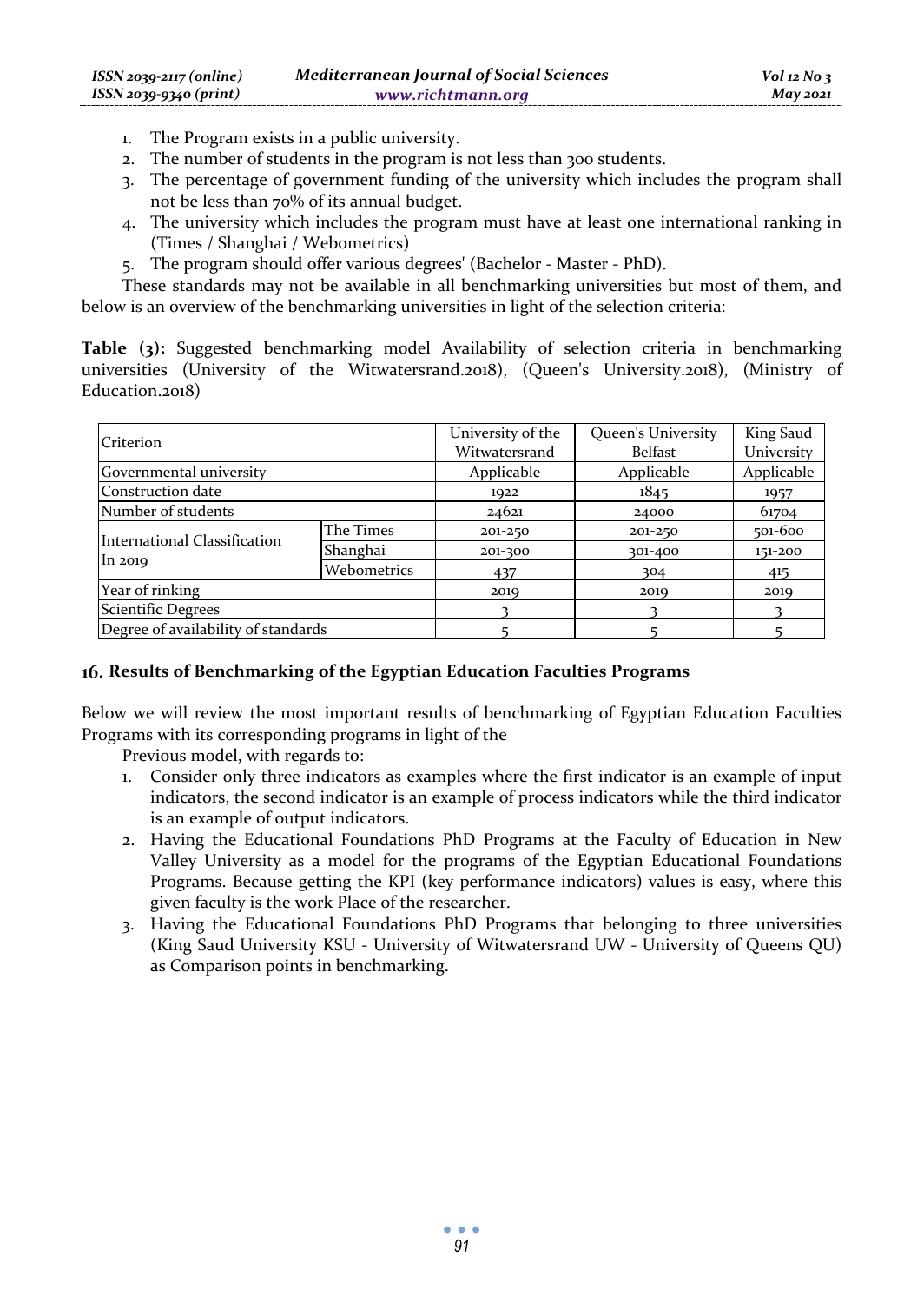1. The Program exists in a public university.
2. The number of students in the program is not less than 300 students.
3. The percentage of government funding of the university which includes the program shall not be less than 70% of its annual budget.
4. The university which includes the program must have at least one international ranking in (Times / Shanghai / Webometrics)
5. The program should offer various degrees' (Bachelor - Master - PhD).

These standards may not be available in all benchmarking universities but most of them, and below is an overview of the benchmarking universities in light of the selection criteria:

**Table (3):** Suggested benchmarking model Availability of selection criteria in benchmarking universities (University of the Witwatersrand.2018), (Queen's University.2018), (Ministry of Education.2018)

| Criterion | | University of the Witwatersrand | Queen's University Belfast | King Saud University |
|---|---|---|---|---|
| Governmental university | | Applicable | Applicable | Applicable |
| Construction date | | 1922 | 1845 | 1957 |
| Number of students | | 24621 | 24000 | 61704 |
| International Classification In 2019 | The Times | 201-250 | 201-250 | 501-600 |
| | Shanghai | 201-300 | 301-400 | 151-200 |
| | Webometrics | 437 | 304 | 415 |
| Year of rinking | | 2019 | 2019 | 2019 |
| Scientific Degrees | | 3 | 3 | 3 |
| Degree of availability of standards | | 5 | 5 | 5 |

## 16. Results of Benchmarking of the Egyptian Education Faculties Programs

Below we will review the most important results of benchmarking of Egyptian Education Faculties Programs with its corresponding programs in light of the

Previous model, with regards to:

1. Consider only three indicators as examples where the first indicator is an example of input indicators, the second indicator is an example of process indicators while the third indicator is an example of output indicators.
2. Having the Educational Foundations PhD Programs at the Faculty of Education in New Valley University as a model for the programs of the Egyptian Educational Foundations Programs. Because getting the KPI (key performance indicators) values is easy, where this given faculty is the work Place of the researcher.
3. Having the Educational Foundations PhD Programs that belonging to three universities (King Saud University KSU - University of Witwatersrand UW - University of Queens QU) as Comparison points in benchmarking.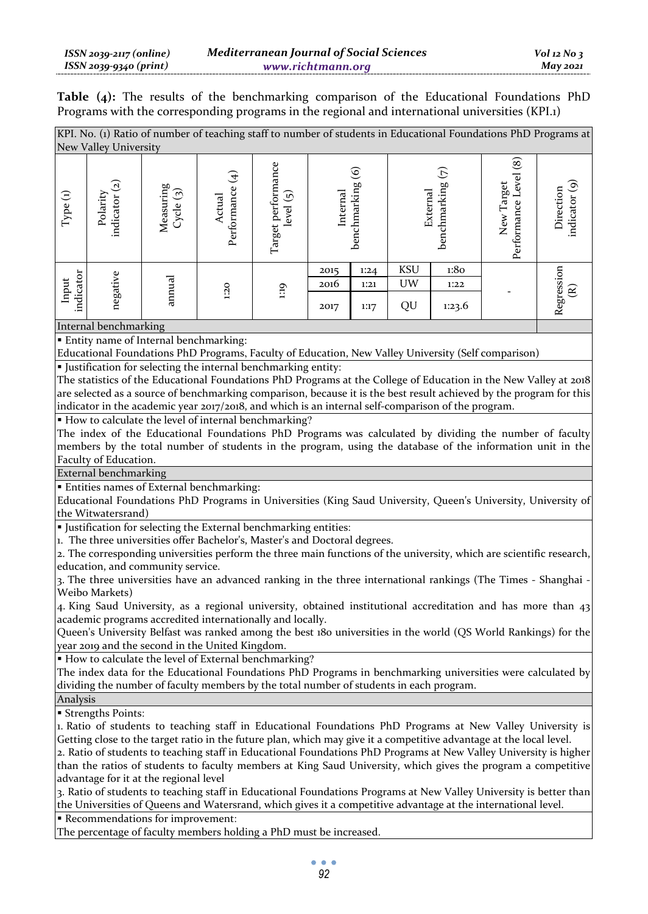**Table (4):** The results of the benchmarking comparison of the Educational Foundations PhD Programs with the corresponding programs in the regional and international universities (KPI.1)

| KPI. No. (1) Ratio of number of teaching staff to number of students in Educational Foundations PhD Programs at New Valley University | | | | | | | | | | |
|---|---|---|---|---|---|---|---|---|---|---|
| Type (1) | Polarity indicator (2) | Measuring Cycle (3) | Actual Performance (4) | Target performance level (5) | Internal benchmarking (6) | | External benchmarking (7) | | New Target Performance Level (8) | Direction indicator (9) |
| Input indicator | negative | annual | 1:20 | 1:19 | 2015 | 1:24 | KSU | 1:80 | - | Regression (R) |
| | | | | | 2016 | 1:21 | UW | 1:22 | | |
| | | | | | 2017 | 1:17 | QU | 1:23.6 | | |

**Internal benchmarking**

- Entity name of Internal benchmarking:

Educational Foundations PhD Programs, Faculty of Education, New Valley University (Self comparison)

- Justification for selecting the internal benchmarking entity:

The statistics of the Educational Foundations PhD Programs at the College of Education in the New Valley at 2018 are selected as a source of benchmarking comparison, because it is the best result achieved by the program for this indicator in the academic year 2017/2018, and which is an internal self-comparison of the program.

- How to calculate the level of internal benchmarking?

The index of the Educational Foundations PhD Programs was calculated by dividing the number of faculty members by the total number of students in the program, using the database of the information unit in the Faculty of Education.

**External benchmarking**

- Entities names of External benchmarking:

Educational Foundations PhD Programs in Universities (King Saud University, Queen's University, University of the Witwatersrand)

- Justification for selecting the External benchmarking entities:

1. The three universities offer Bachelor's, Master's and Doctoral degrees.
2. The corresponding universities perform the three main functions of the university, which are scientific research, education, and community service.
3. The three universities have an advanced ranking in the three international rankings (The Times - Shanghai - Weibo Markets)
4. King Saud University, as a regional university, obtained institutional accreditation and has more than 43 academic programs accredited internationally and locally.

Queen's University Belfast was ranked among the best 180 universities in the world (QS World Rankings) for the year 2019 and the second in the United Kingdom.

- How to calculate the level of External benchmarking?

The index data for the Educational Foundations PhD Programs in benchmarking universities were calculated by dividing the number of faculty members by the total number of students in each program.

**Analysis**

- Strengths Points:

1. Ratio of students to teaching staff in Educational Foundations PhD Programs at New Valley University is Getting close to the target ratio in the future plan, which may give it a competitive advantage at the local level.
2. Ratio of students to teaching staff in Educational Foundations PhD Programs at New Valley University is higher than the ratios of students to faculty members at King Saud University, which gives the program a competitive advantage for it at the regional level
3. Ratio of students to teaching staff in Educational Foundations Programs at New Valley University is better than the Universities of Queens and Watersrand, which gives it a competitive advantage at the international level.

- Recommendations for improvement:

The percentage of faculty members holding a PhD must be increased.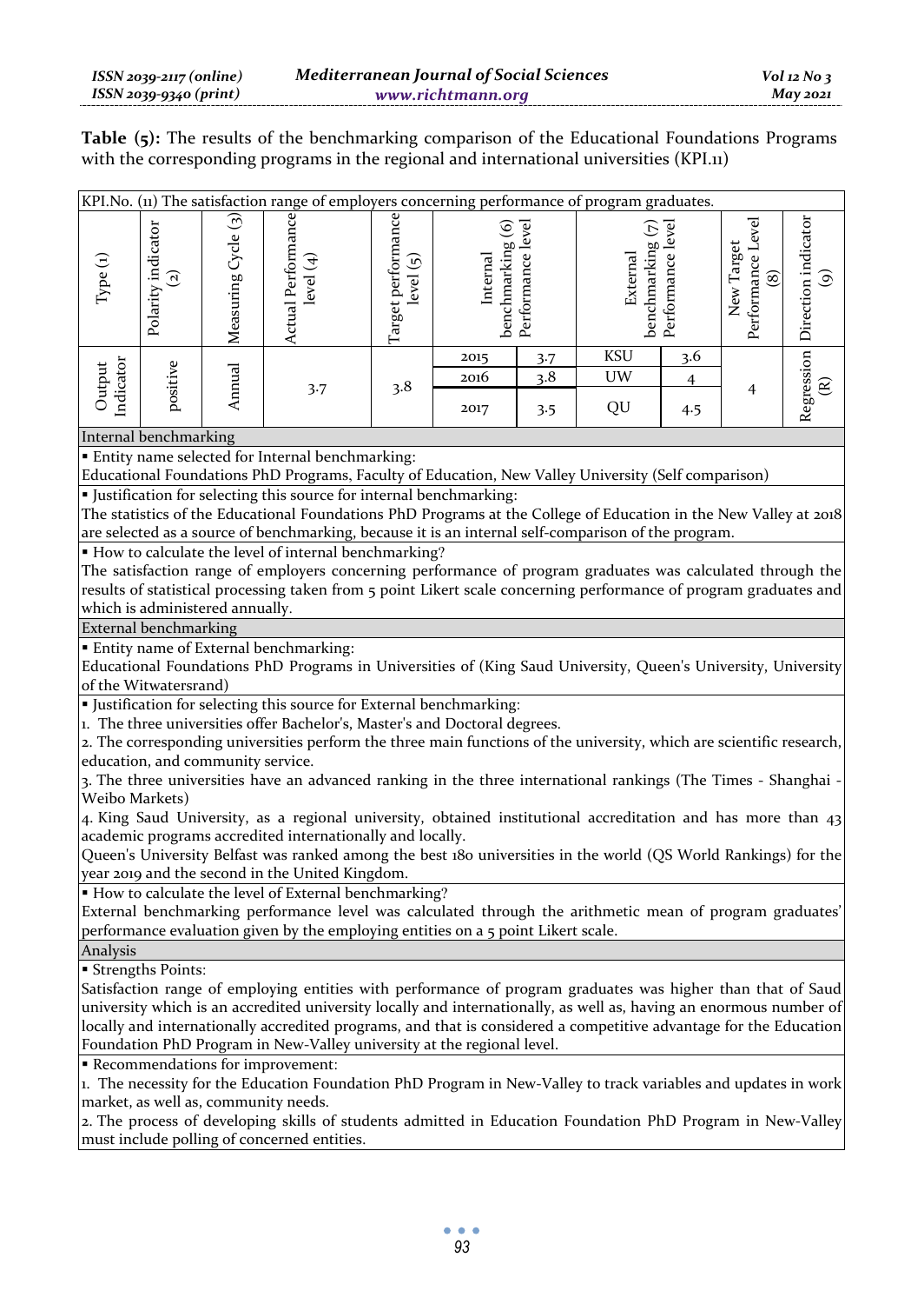**Table (5):** The results of the benchmarking comparison of the Educational Foundations Programs with the corresponding programs in the regional and international universities (KPI.11)

KPI.No. (11) The satisfaction range of employers concerning performance of program graduates.

| Type (1) | Polarity indicator (2) | Measuring Cycle (3) | Actual Performance level (4) | Target performance level (5) | Internal benchmarking (6) Performance level | | External benchmarking (7) Performance level | | New Target Performance Level (8) | Direction indicator (9) |
|---|---|---|---|---|---|---|---|---|---|---|
| Output Indicator | positive | Annual | 3.7 | 3.8 | 2015 | 3.7 | KSU | 3.6 | 4 | Regression (R) |
| | | | | | 2016 | 3.8 | UW | 4 | | |
| | | | | | 2017 | 3.5 | QU | 4.5 | | |

**Internal benchmarking**

- Entity name selected for Internal benchmarking:

Educational Foundations PhD Programs, Faculty of Education, New Valley University (Self comparison)

- Justification for selecting this source for internal benchmarking:

The statistics of the Educational Foundations PhD Programs at the College of Education in the New Valley at 2018 are selected as a source of benchmarking, because it is an internal self-comparison of the program.

- How to calculate the level of internal benchmarking?

The satisfaction range of employers concerning performance of program graduates was calculated through the results of statistical processing taken from 5 point Likert scale concerning performance of program graduates and which is administered annually.

**External benchmarking**

- Entity name of External benchmarking:

Educational Foundations PhD Programs in Universities of (King Saud University, Queen's University, University of the Witwatersrand)

- Justification for selecting this source for External benchmarking:

1. The three universities offer Bachelor's, Master's and Doctoral degrees.
2. The corresponding universities perform the three main functions of the university, which are scientific research, education, and community service.
3. The three universities have an advanced ranking in the three international rankings (The Times - Shanghai - Weibo Markets)
4. King Saud University, as a regional university, obtained institutional accreditation and has more than 43 academic programs accredited internationally and locally.

Queen's University Belfast was ranked among the best 180 universities in the world (QS World Rankings) for the year 2019 and the second in the United Kingdom.

- How to calculate the level of External benchmarking?

External benchmarking performance level was calculated through the arithmetic mean of program graduates' performance evaluation given by the employing entities on a 5 point Likert scale.

**Analysis**

- Strengths Points:

Satisfaction range of employing entities with performance of program graduates was higher than that of Saud university which is an accredited university locally and internationally, as well as, having an enormous number of locally and internationally accredited programs, and that is considered a competitive advantage for the Education Foundation PhD Program in New-Valley university at the regional level.

- Recommendations for improvement:

1. The necessity for the Education Foundation PhD Program in New-Valley to track variables and updates in work market, as well as, community needs.
2. The process of developing skills of students admitted in Education Foundation PhD Program in New-Valley must include polling of concerned entities.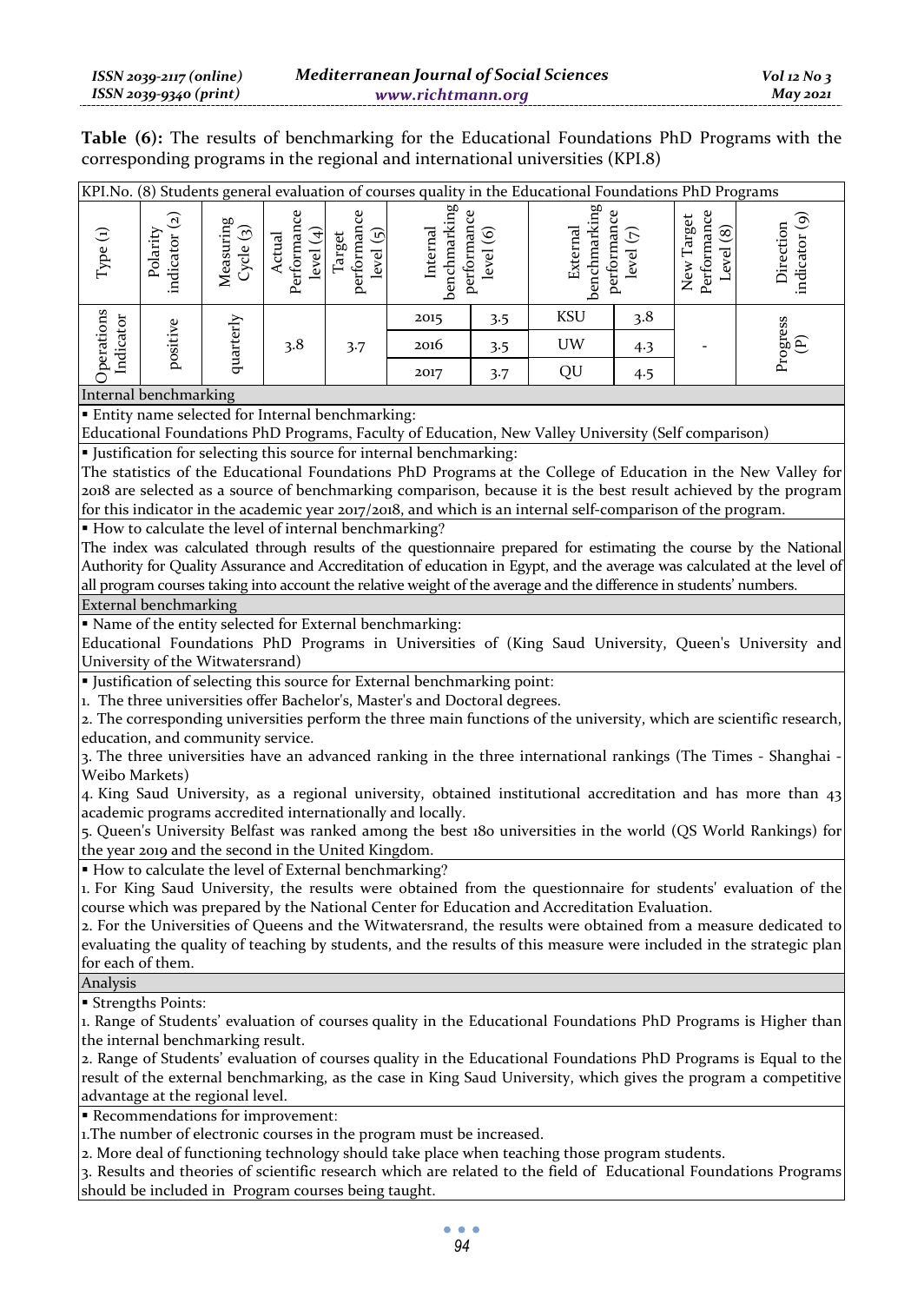**Table (6):** The results of benchmarking for the Educational Foundations PhD Programs with the corresponding programs in the regional and international universities (KPI.8)

KPI.No. (8) Students general evaluation of courses quality in the Educational Foundations PhD Programs

| Type (1) | Polarity indicator (2) | Measuring Cycle (3) | Actual Performance level (4) | Target performance level (5) | Internal benchmarking performance level (6) | | External benchmarking performance level (7) | | New Target Performance Level (8) | Direction indicator (9) |
|---|---|---|---|---|---|---|---|---|---|---|
| Operations Indicator | positive | quarterly | 3.8 | 3.7 | 2015 | 3.5 | KSU | 3.8 | - | Progress (P) |
| | | | | | 2016 | 3.5 | UW | 4.3 | | |
| | | | | | 2017 | 3.7 | QU | 4.5 | | |

**Internal benchmarking**

- Entity name selected for Internal benchmarking:

Educational Foundations PhD Programs, Faculty of Education, New Valley University (Self comparison)

- Justification for selecting this source for internal benchmarking:

The statistics of the Educational Foundations PhD Programs at the College of Education in the New Valley for 2018 are selected as a source of benchmarking comparison, because it is the best result achieved by the program for this indicator in the academic year 2017/2018, and which is an internal self-comparison of the program.

- How to calculate the level of internal benchmarking?

The index was calculated through results of the questionnaire prepared for estimating the course by the National Authority for Quality Assurance and Accreditation of education in Egypt, and the average was calculated at the level of all program courses taking into account the relative weight of the average and the difference in students' numbers.

**External benchmarking**

- Name of the entity selected for External benchmarking:

Educational Foundations PhD Programs in Universities of (King Saud University, Queen's University and University of the Witwatersrand)

- Justification of selecting this source for External benchmarking point:

1. The three universities offer Bachelor's, Master's and Doctoral degrees.
2. The corresponding universities perform the three main functions of the university, which are scientific research, education, and community service.
3. The three universities have an advanced ranking in the three international rankings (The Times - Shanghai - Weibo Markets)
4. King Saud University, as a regional university, obtained institutional accreditation and has more than 43 academic programs accredited internationally and locally.
5. Queen's University Belfast was ranked among the best 180 universities in the world (QS World Rankings) for the year 2019 and the second in the United Kingdom.

- How to calculate the level of External benchmarking?

1. For King Saud University, the results were obtained from the questionnaire for students' evaluation of the course which was prepared by the National Center for Education and Accreditation Evaluation.
2. For the Universities of Queens and the Witwatersrand, the results were obtained from a measure dedicated to evaluating the quality of teaching by students, and the results of this measure were included in the strategic plan for each of them.

**Analysis**

- Strengths Points:

1. Range of Students' evaluation of courses quality in the Educational Foundations PhD Programs is Higher than the internal benchmarking result.
2. Range of Students' evaluation of courses quality in the Educational Foundations PhD Programs is Equal to the result of the external benchmarking, as the case in King Saud University, which gives the program a competitive advantage at the regional level.

- Recommendations for improvement:

1. The number of electronic courses in the program must be increased.
2. More deal of functioning technology should take place when teaching those program students.
3. Results and theories of scientific research which are related to the field of Educational Foundations Programs should be included in Program courses being taught.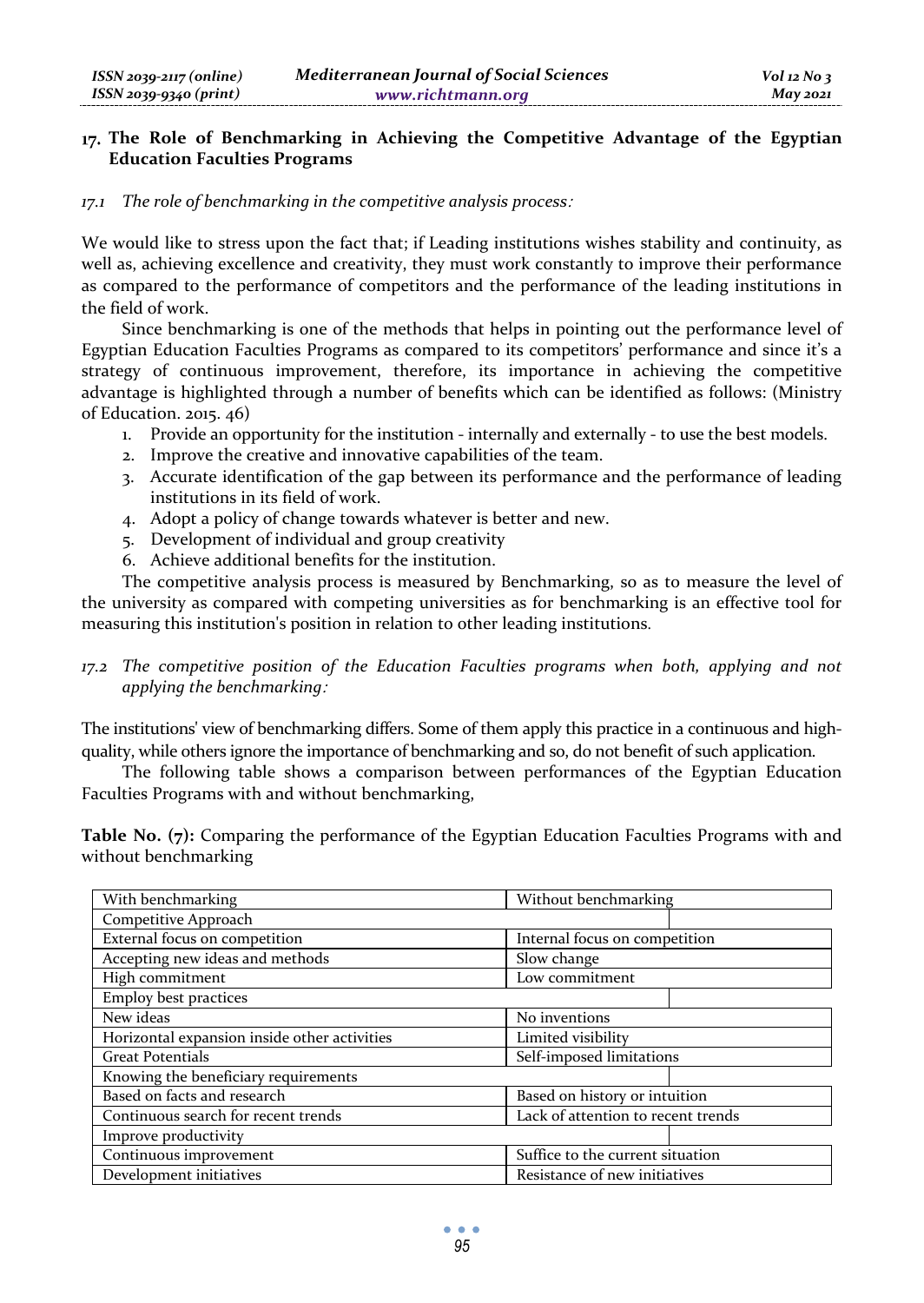## 17. The Role of Benchmarking in Achieving the Competitive Advantage of the Egyptian Education Faculties Programs

### *17.1 The role of benchmarking in the competitive analysis process:*

We would like to stress upon the fact that; if Leading institutions wishes stability and continuity, as well as, achieving excellence and creativity, they must work constantly to improve their performance as compared to the performance of competitors and the performance of the leading institutions in the field of work.

Since benchmarking is one of the methods that helps in pointing out the performance level of Egyptian Education Faculties Programs as compared to its competitors' performance and since it's a strategy of continuous improvement, therefore, its importance in achieving the competitive advantage is highlighted through a number of benefits which can be identified as follows: (Ministry of Education. 2015. 46)

1. Provide an opportunity for the institution - internally and externally - to use the best models.
2. Improve the creative and innovative capabilities of the team.
3. Accurate identification of the gap between its performance and the performance of leading institutions in its field of work.
4. Adopt a policy of change towards whatever is better and new.
5. Development of individual and group creativity
6. Achieve additional benefits for the institution.

The competitive analysis process is measured by Benchmarking, so as to measure the level of the university as compared with competing universities as for benchmarking is an effective tool for measuring this institution's position in relation to other leading institutions.

### *17.2 The competitive position of the Education Faculties programs when both, applying and not applying the benchmarking:*

The institutions' view of benchmarking differs. Some of them apply this practice in a continuous and high-quality, while others ignore the importance of benchmarking and so, do not benefit of such application.

The following table shows a comparison between performances of the Egyptian Education Faculties Programs with and without benchmarking,

**Table No. (7):** Comparing the performance of the Egyptian Education Faculties Programs with and without benchmarking

| With benchmarking | Without benchmarking |
|---|---|
| Competitive Approach | |
| External focus on competition | Internal focus on competition |
| Accepting new ideas and methods | Slow change |
| High commitment | Low commitment |
| Employ best practices | |
| New ideas | No inventions |
| Horizontal expansion inside other activities | Limited visibility |
| Great Potentials | Self-imposed limitations |
| Knowing the beneficiary requirements | |
| Based on facts and research | Based on history or intuition |
| Continuous search for recent trends | Lack of attention to recent trends |
| Improve productivity | |
| Continuous improvement | Suffice to the current situation |
| Development initiatives | Resistance of new initiatives |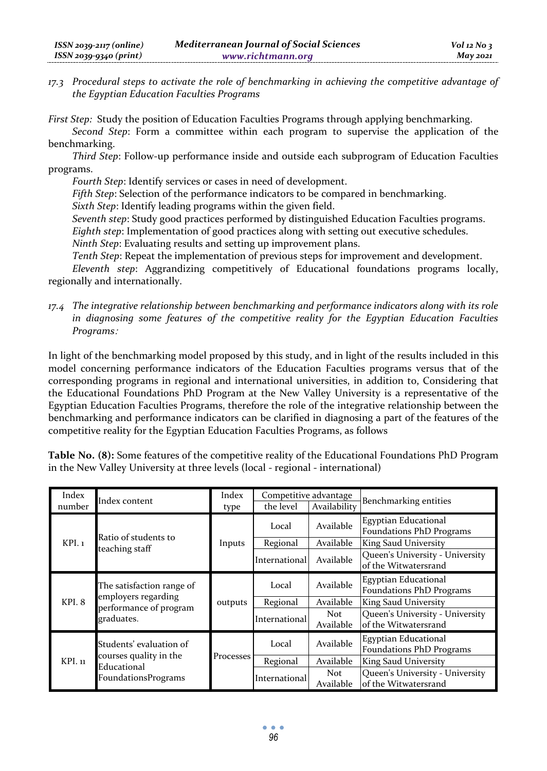### *17.3 Procedural steps to activate the role of benchmarking in achieving the competitive advantage of the Egyptian Education Faculties Programs*

*First Step:* Study the position of Education Faculties Programs through applying benchmarking.

*Second Step*: Form a committee within each program to supervise the application of the benchmarking.

*Third Step*: Follow-up performance inside and outside each subprogram of Education Faculties programs.

*Fourth Step*: Identify services or cases in need of development.

*Fifth Step*: Selection of the performance indicators to be compared in benchmarking.

*Sixth Step*: Identify leading programs within the given field.

*Seventh step*: Study good practices performed by distinguished Education Faculties programs.

*Eighth step*: Implementation of good practices along with setting out executive schedules.

*Ninth Step*: Evaluating results and setting up improvement plans.

*Tenth Step*: Repeat the implementation of previous steps for improvement and development.

*Eleventh step*: Aggrandizing competitively of Educational foundations programs locally, regionally and internationally.

### *17.4 The integrative relationship between benchmarking and performance indicators along with its role in diagnosing some features of the competitive reality for the Egyptian Education Faculties Programs:*

In light of the benchmarking model proposed by this study, and in light of the results included in this model concerning performance indicators of the Education Faculties programs versus that of the corresponding programs in regional and international universities, in addition to, Considering that the Educational Foundations PhD Program at the New Valley University is a representative of the Egyptian Education Faculties Programs, therefore the role of the integrative relationship between the benchmarking and performance indicators can be clarified in diagnosing a part of the features of the competitive reality for the Egyptian Education Faculties Programs, as follows

**Table No. (8):** Some features of the competitive reality of the Educational Foundations PhD Program in the New Valley University at three levels (local - regional - international)

| Index number | Index content | Index type | Competitive advantage | | Benchmarking entities |
|---|---|---|---|---|---|
| | | | the level | Availability | |
| KPI. 1 | Ratio of students to teaching staff | Inputs | Local | Available | Egyptian Educational Foundations PhD Programs |
| | | | Regional | Available | King Saud University |
| | | | International | Available | Queen's University - University of the Witwatersrand |
| KPI. 8 | The satisfaction range of employers regarding performance of program graduates. | outputs | Local | Available | Egyptian Educational Foundations PhD Programs |
| | | | Regional | Available | King Saud University |
| | | | International | Not Available | Queen's University - University of the Witwatersrand |
| KPI. 11 | Students' evaluation of courses quality in the Educational FoundationsPrograms | Processes | Local | Available | Egyptian Educational Foundations PhD Programs |
| | | | Regional | Available | King Saud University |
| | | | International | Not Available | Queen's University - University of the Witwatersrand |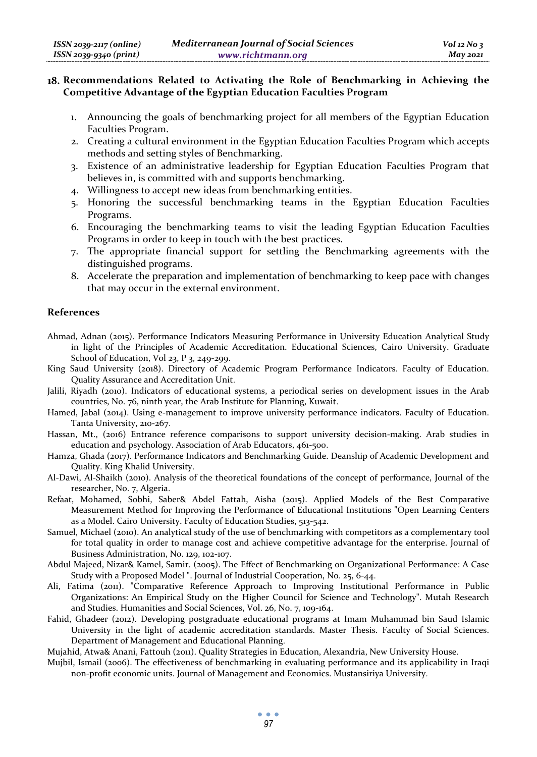## 18. Recommendations Related to Activating the Role of Benchmarking in Achieving the Competitive Advantage of the Egyptian Education Faculties Program

1. Announcing the goals of benchmarking project for all members of the Egyptian Education Faculties Program.
2. Creating a cultural environment in the Egyptian Education Faculties Program which accepts methods and setting styles of Benchmarking.
3. Existence of an administrative leadership for Egyptian Education Faculties Program that believes in, is committed with and supports benchmarking.
4. Willingness to accept new ideas from benchmarking entities.
5. Honoring the successful benchmarking teams in the Egyptian Education Faculties Programs.
6. Encouraging the benchmarking teams to visit the leading Egyptian Education Faculties Programs in order to keep in touch with the best practices.
7. The appropriate financial support for settling the Benchmarking agreements with the distinguished programs.
8. Accelerate the preparation and implementation of benchmarking to keep pace with changes that may occur in the external environment.

## References

Ahmad, Adnan (2015). Performance Indicators Measuring Performance in University Education Analytical Study in light of the Principles of Academic Accreditation. Educational Sciences, Cairo University. Graduate School of Education, Vol 23, P 3, 249-299.

King Saud University (2018). Directory of Academic Program Performance Indicators. Faculty of Education. Quality Assurance and Accreditation Unit.

Jalili, Riyadh (2010). Indicators of educational systems, a periodical series on development issues in the Arab countries, No. 76, ninth year, the Arab Institute for Planning, Kuwait.

Hamed, Jabal (2014). Using e-management to improve university performance indicators. Faculty of Education. Tanta University, 210-267.

Hassan, Mt., (2016) Entrance reference comparisons to support university decision-making. Arab studies in education and psychology. Association of Arab Educators, 461-500.

Hamza, Ghada (2017). Performance Indicators and Benchmarking Guide. Deanship of Academic Development and Quality. King Khalid University.

Al-Dawi, Al-Shaikh (2010). Analysis of the theoretical foundations of the concept of performance, Journal of the researcher, No. 7, Algeria.

Refaat, Mohamed, Sobhi, Saber& Abdel Fattah, Aisha (2015). Applied Models of the Best Comparative Measurement Method for Improving the Performance of Educational Institutions "Open Learning Centers as a Model. Cairo University. Faculty of Education Studies, 513-542.

Samuel, Michael (2010). An analytical study of the use of benchmarking with competitors as a complementary tool for total quality in order to manage cost and achieve competitive advantage for the enterprise. Journal of Business Administration, No. 129, 102-107.

Abdul Majeed, Nizar& Kamel, Samir. (2005). The Effect of Benchmarking on Organizational Performance: A Case Study with a Proposed Model ". Journal of Industrial Cooperation, No. 25, 6-44.

Ali, Fatima (2011). "Comparative Reference Approach to Improving Institutional Performance in Public Organizations: An Empirical Study on the Higher Council for Science and Technology". Mutah Research and Studies. Humanities and Social Sciences, Vol. 26, No. 7, 109-164.

Fahid, Ghadeer (2012). Developing postgraduate educational programs at Imam Muhammad bin Saud Islamic University in the light of academic accreditation standards. Master Thesis. Faculty of Social Sciences. Department of Management and Educational Planning.

Mujahid, Atwa& Anani, Fattouh (2011). Quality Strategies in Education, Alexandria, New University House.

Mujbil, Ismail (2006). The effectiveness of benchmarking in evaluating performance and its applicability in Iraqi non-profit economic units. Journal of Management and Economics. Mustansiriya University.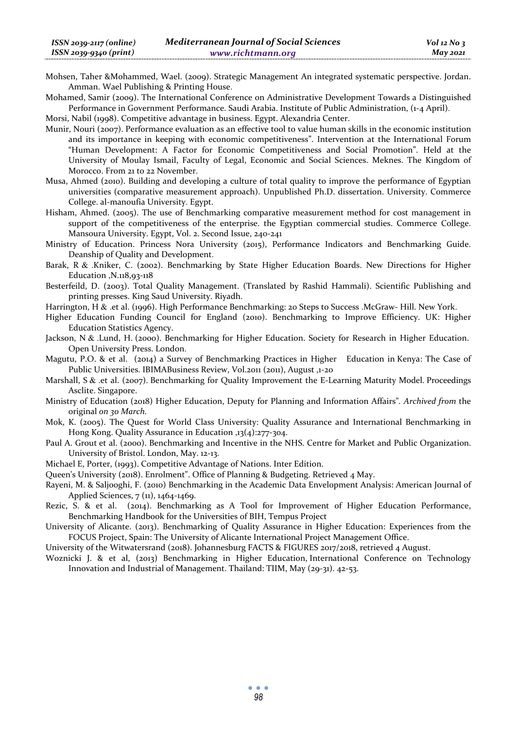Mohsen, Taher &Mohammed, Wael. (2009). Strategic Management An integrated systematic perspective. Jordan. Amman. Wael Publishing & Printing House.

Mohamed, Samir (2009). The International Conference on Administrative Development Towards a Distinguished Performance in Government Performance. Saudi Arabia. Institute of Public Administration, (1-4 April).

Morsi, Nabil (1998). Competitive advantage in business. Egypt. Alexandria Center.

Munir, Nouri (2007). Performance evaluation as an effective tool to value human skills in the economic institution and its importance in keeping with economic competitiveness". Intervention at the International Forum "Human Development: A Factor for Economic Competitiveness and Social Promotion". Held at the University of Moulay Ismail, Faculty of Legal, Economic and Social Sciences. Meknes. The Kingdom of Morocco. From 21 to 22 November.

Musa, Ahmed (2010). Building and developing a culture of total quality to improve the performance of Egyptian universities (comparative measurement approach). Unpublished Ph.D. dissertation. University. Commerce College. al-manoufia University. Egypt.

Hisham, Ahmed. (2005). The use of Benchmarking comparative measurement method for cost management in support of the competitiveness of the enterprise. the Egyptian commercial studies. Commerce College. Mansoura University. Egypt, Vol. 2. Second Issue, 240-241

Ministry of Education. Princess Nora University (2015), Performance Indicators and Benchmarking Guide. Deanship of Quality and Development.

Barak, R & .Kniker, C. (2002). Benchmarking by State Higher Education Boards. New Directions for Higher Education ,N.118,93-118

Besterfeild, D. (2003). Total Quality Management. (Translated by Rashid Hammali). Scientific Publishing and printing presses. King Saud University. Riyadh.

Harrington, H & .et al. (1996). High Performance Benchmarking: 20 Steps to Success .McGraw- Hill. New York.

Higher Education Funding Council for England (2010). Benchmarking to Improve Efficiency. UK: Higher Education Statistics Agency.

Jackson, N & .Lund, H. (2000). Benchmarking for Higher Education. Society for Research in Higher Education. Open University Press. London.

Magutu, P.O. & et al. (2014) a Survey of Benchmarking Practices in Higher Education in Kenya: The Case of Public Universities. IBIMABusiness Review, Vol.2011 (2011), August ,1-20

Marshall, S & .et al. (2007). Benchmarking for Quality Improvement the E-Learning Maturity Model. Proceedings Asclite. Singapore.

Ministry of Education (2018) Higher Education, Deputy for Planning and Information Affairs". *Archived from* the original *on 30 March.*

Mok, K. (2005). The Quest for World Class University: Quality Assurance and International Benchmarking in Hong Kong. Quality Assurance in Education ,13(4):277-304.

Paul A. Grout et al. (2000). Benchmarking and Incentive in the NHS. Centre for Market and Public Organization. University of Bristol. London, May. 12-13.

Michael E, Porter, (1993). Competitive Advantage of Nations. Inter Edition.

Queen's University (2018). Enrolment". Office of Planning & Budgeting. Retrieved 4 May.

Rayeni, M. & Saljooghi, F. (2010) Benchmarking in the Academic Data Envelopment Analysis: American Journal of Applied Sciences, 7 (11), 1464-1469.

Rezic, S. & et al. (2014). Benchmarking as A Tool for Improvement of Higher Education Performance, Benchmarking Handbook for the Universities of BIH, Tempus Project

University of Alicante. (2013). Benchmarking of Quality Assurance in Higher Education: Experiences from the FOCUS Project, Spain: The University of Alicante International Project Management Office.

University of the Witwatersrand (2018). Johannesburg FACTS & FIGURES 2017/2018, retrieved 4 August.

Woznicki J. & et al, (2013) Benchmarking in Higher Education, International Conference on Technology Innovation and Industrial of Management. Thailand: TIIM, May (29-31). 42-53.